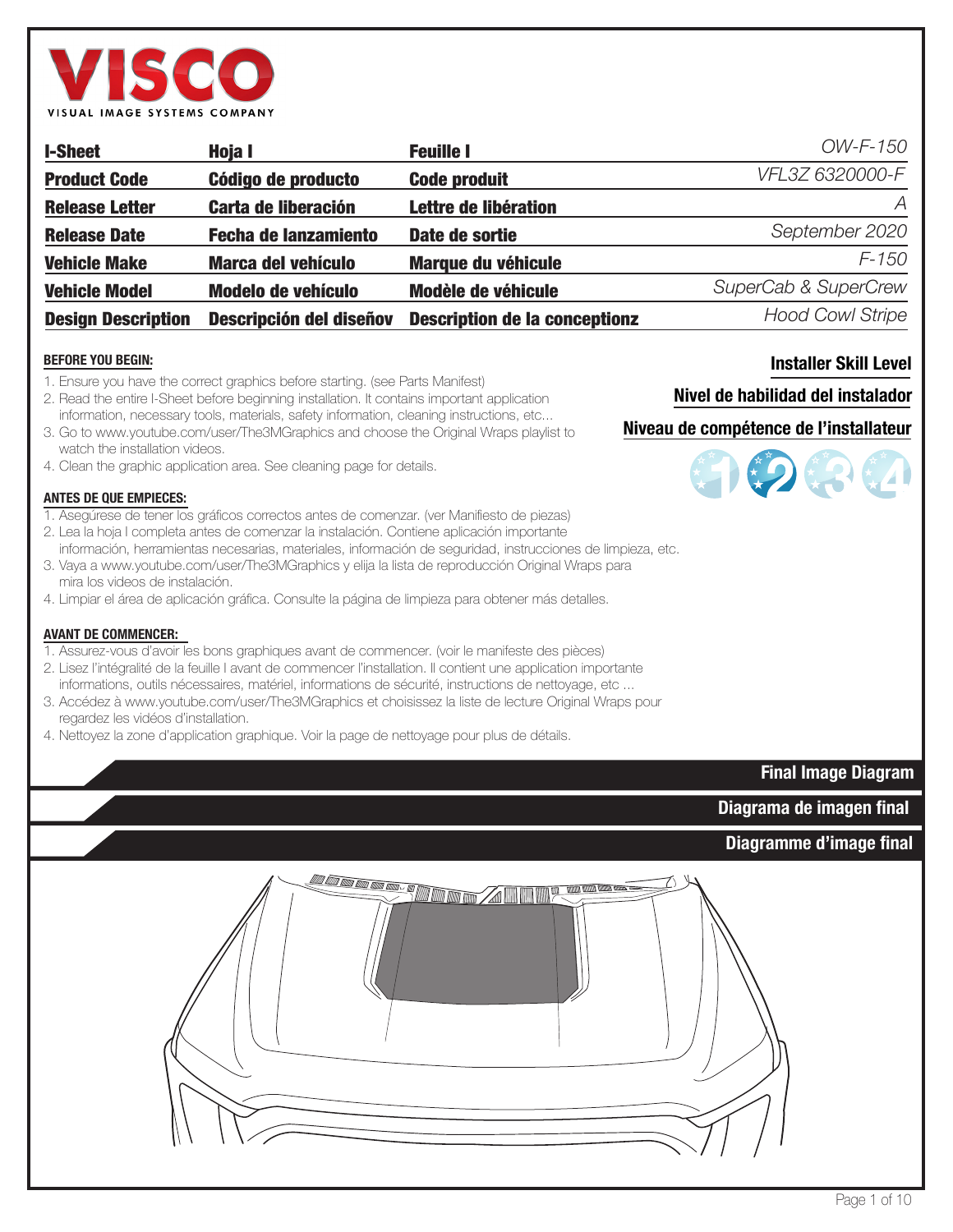VISCO

VISUAL IMAGE SYSTEMS COMPANY

| I-Sheet | Hoja I | Feuille I | OW-F-150 |
|---|---|---|---|
| Product Code | Código de producto | Code produit | VFL3Z 6320000-F |
| Release Letter | Carta de liberación | Lettre de libération | A |
| Release Date | Fecha de lanzamiento | Date de sortie | September 2020 |
| Vehicle Make | Marca del vehículo | Marque du véhicule | F-150 |
| Vehicle Model | Modelo de vehículo | Modèle de véhicule | SuperCab & SuperCrew |
| Design Description | Descripción del diseñov | Description de la conceptionz | Hood Cowl Stripe |

**BEFORE YOU BEGIN:**

1. Ensure you have the correct graphics before starting. (see Parts Manifest)
2. Read the entire I-Sheet before beginning installation. It contains important application information, necessary tools, materials, safety information, cleaning instructions, etc...
3. Go to www.youtube.com/user/The3MGraphics and choose the Original Wraps playlist to watch the installation videos.
4. Clean the graphic application area. See cleaning page for details.

**ANTES DE QUE EMPIECES:**

1. Asegúrese de tener los gráficos correctos antes de comenzar. (ver Manifiesto de piezas)
2. Lea la hoja I completa antes de comenzar la instalación. Contiene aplicación importante información, herramientas necesarias, materiales, información de seguridad, instrucciones de limpieza, etc.
3. Vaya a www.youtube.com/user/The3MGraphics y elija la lista de reproducción Original Wraps para mira los videos de instalación.
4. Limpiar el área de aplicación gráfica. Consulte la página de limpieza para obtener más detalles.

**AVANT DE COMMENCER:**

1. Assurez-vous d'avoir les bons graphiques avant de commencer. (voir le manifeste des pièces)
2. Lisez l'intégralité de la feuille I avant de commencer l'installation. Il contient une application importante informations, outils nécessaires, matériel, informations de sécurité, instructions de nettoyage, etc ...
3. Accédez à www.youtube.com/user/The3MGraphics et choisissez la liste de lecture Original Wraps pour regardez les vidéos d'installation.
4. Nettoyez la zone d'application graphique. Voir la page de nettoyage pour plus de détails.

**Installer Skill Level**

**Nivel de habilidad del instalador**

**Niveau de compétence de l'installateur**

1 2 3 4

## Final Image Diagram

## Diagrama de imagen final

## Diagramme d'image final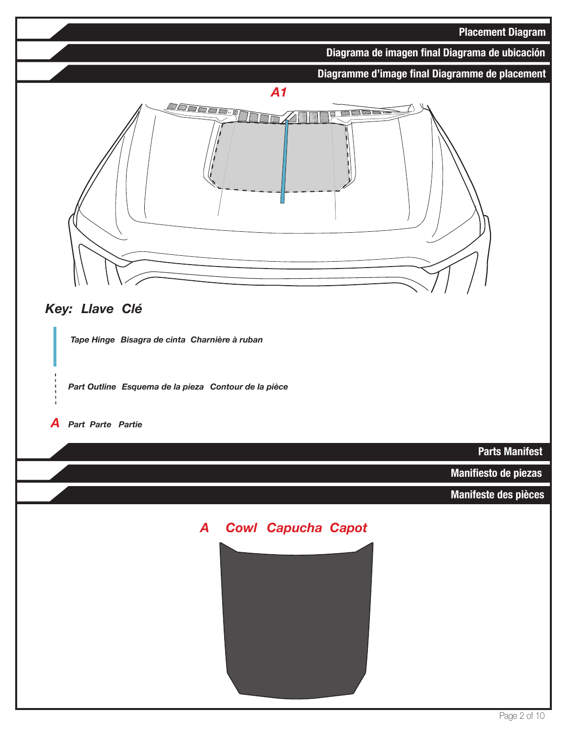## Placement Diagram

## Diagrama de imagen final Diagrama de ubicación

## Diagramme d'image final Diagramme de placement

A1

***Key: Llave Clé***

*Tape Hinge Bisagra de cinta Charnière à ruban*

*Part Outline Esquema de la pieza Contour de la pièce*

***A*** *Part Parte Partie*

## Parts Manifest

## Manifiesto de piezas

## Manifeste des pièces

***A Cowl Capucha Capot***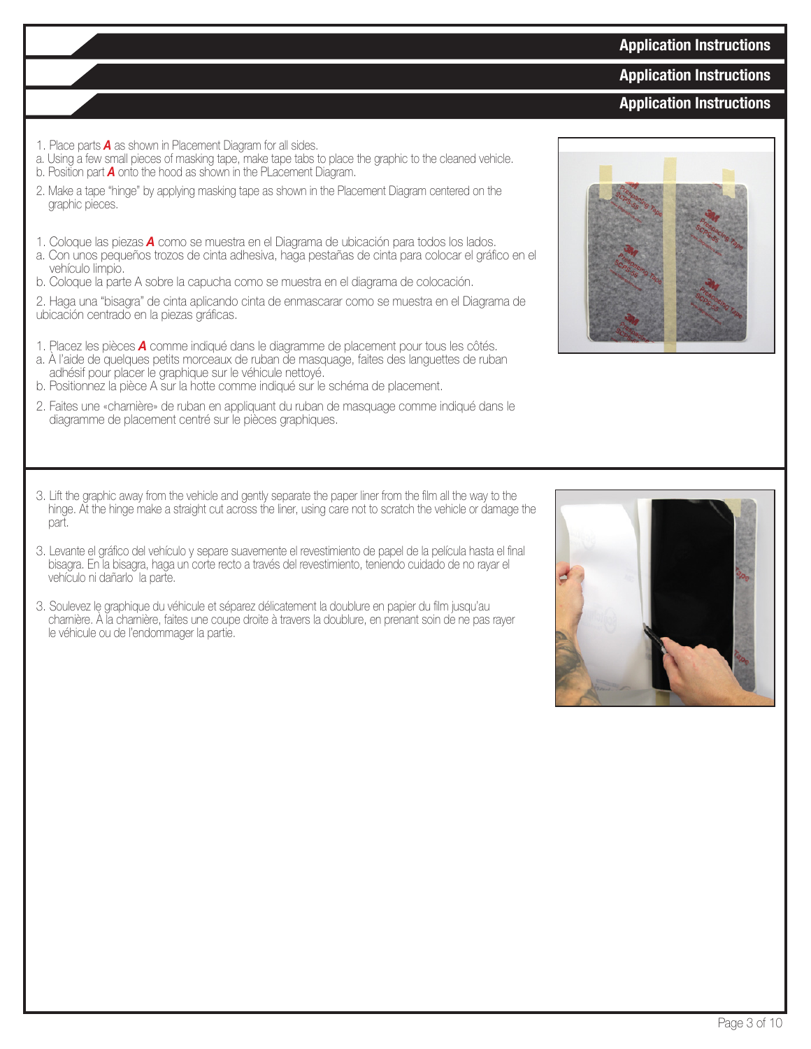## Application Instructions

## Application Instructions

## Application Instructions

1. Place parts ***A*** as shown in Placement Diagram for all sides.
a. Using a few small pieces of masking tape, make tape tabs to place the graphic to the cleaned vehicle.
b. Position part ***A*** onto the hood as shown in the PLacement Diagram.

2. Make a tape "hinge" by applying masking tape as shown in the Placement Diagram centered on the graphic pieces.

1. Coloque las piezas ***A*** como se muestra en el Diagrama de ubicación para todos los lados.
a. Con unos pequeños trozos de cinta adhesiva, haga pestañas de cinta para colocar el gráfico en el vehículo limpio.
b. Coloque la parte A sobre la capucha como se muestra en el diagrama de colocación.

2. Haga una "bisagra" de cinta aplicando cinta de enmascarar como se muestra en el Diagrama de ubicación centrado en la piezas gráficas.

1. Placez les pièces ***A*** comme indiqué dans le diagramme de placement pour tous les côtés.
a. À l'aide de quelques petits morceaux de ruban de masquage, faites des languettes de ruban adhésif pour placer le graphique sur le véhicule nettoyé.
b. Positionnez la pièce A sur la hotte comme indiqué sur le schéma de placement.

2. Faites une «charnière» de ruban en appliquant du ruban de masquage comme indiqué dans le diagramme de placement centré sur le pièces graphiques.

3. Lift the graphic away from the vehicle and gently separate the paper liner from the film all the way to the hinge. At the hinge make a straight cut across the liner, using care not to scratch the vehicle or damage the part.

3. Levante el gráfico del vehículo y separe suavemente el revestimiento de papel de la película hasta el final bisagra. En la bisagra, haga un corte recto a través del revestimiento, teniendo cuidado de no rayar el vehículo ni dañarlo la parte.

3. Soulevez le graphique du véhicule et séparez délicatement la doublure en papier du film jusqu'au charnière. À la charnière, faites une coupe droite à travers la doublure, en prenant soin de ne pas rayer le véhicule ou de l'endommager la partie.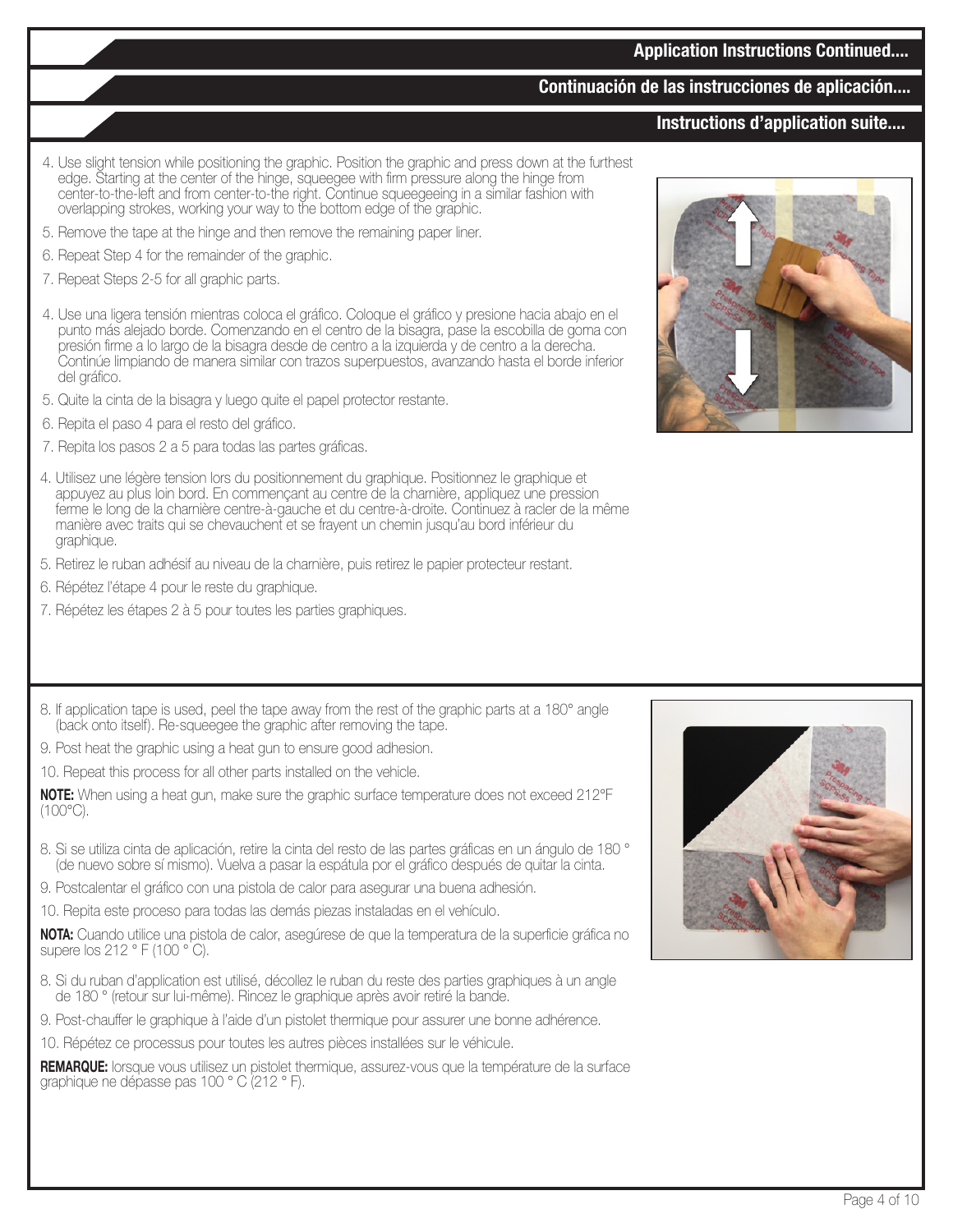## Application Instructions Continued....

## Continuación de las instrucciones de aplicación....

## Instructions d'application suite....

4. Use slight tension while positioning the graphic. Position the graphic and press down at the furthest edge. Starting at the center of the hinge, squeegee with firm pressure along the hinge from center-to-the-left and from center-to-the right. Continue squeegeeing in a similar fashion with overlapping strokes, working your way to the bottom edge of the graphic.
5. Remove the tape at the hinge and then remove the remaining paper liner.
6. Repeat Step 4 for the remainder of the graphic.
7. Repeat Steps 2-5 for all graphic parts.

4. Use una ligera tensión mientras coloca el gráfico. Coloque el gráfico y presione hacia abajo en el punto más alejado borde. Comenzando en el centro de la bisagra, pase la escobilla de goma con presión firme a lo largo de la bisagra desde de centro a la izquierda y de centro a la derecha. Continúe limpiando de manera similar con trazos superpuestos, avanzando hasta el borde inferior del gráfico.
5. Quite la cinta de la bisagra y luego quite el papel protector restante.
6. Repita el paso 4 para el resto del gráfico.
7. Repita los pasos 2 a 5 para todas las partes gráficas.

4. Utilisez une légère tension lors du positionnement du graphique. Positionnez le graphique et appuyez au plus loin bord. En commençant au centre de la charnière, appliquez une pression ferme le long de la charnière centre-à-gauche et du centre-à-droite. Continuez à racler de la même manière avec traits qui se chevauchent et se frayent un chemin jusqu'au bord inférieur du graphique.
5. Retirez le ruban adhésif au niveau de la charnière, puis retirez le papier protecteur restant.
6. Répétez l'étape 4 pour le reste du graphique.
7. Répétez les étapes 2 à 5 pour toutes les parties graphiques.

8. If application tape is used, peel the tape away from the rest of the graphic parts at a 180° angle (back onto itself). Re-squeegee the graphic after removing the tape.
9. Post heat the graphic using a heat gun to ensure good adhesion.
10. Repeat this process for all other parts installed on the vehicle.

**NOTE:** When using a heat gun, make sure the graphic surface temperature does not exceed 212°F (100°C).

8. Si se utiliza cinta de aplicación, retire la cinta del resto de las partes gráficas en un ángulo de 180 ° (de nuevo sobre sí mismo). Vuelva a pasar la espátula por el gráfico después de quitar la cinta.
9. Postcalentar el gráfico con una pistola de calor para asegurar una buena adhesión.
10. Repita este proceso para todas las demás piezas instaladas en el vehículo.

**NOTA:** Cuando utilice una pistola de calor, asegúrese de que la temperatura de la superficie gráfica no supere los 212 ° F (100 ° C).

8. Si du ruban d'application est utilisé, décollez le ruban du reste des parties graphiques à un angle de 180 ° (retour sur lui-même). Rincez le graphique après avoir retiré la bande.
9. Post-chauffer le graphique à l'aide d'un pistolet thermique pour assurer une bonne adhérence.
10. Répétez ce processus pour toutes les autres pièces installées sur le véhicule.

**REMARQUE:** lorsque vous utilisez un pistolet thermique, assurez-vous que la température de la surface graphique ne dépasse pas 100 ° C (212 ° F).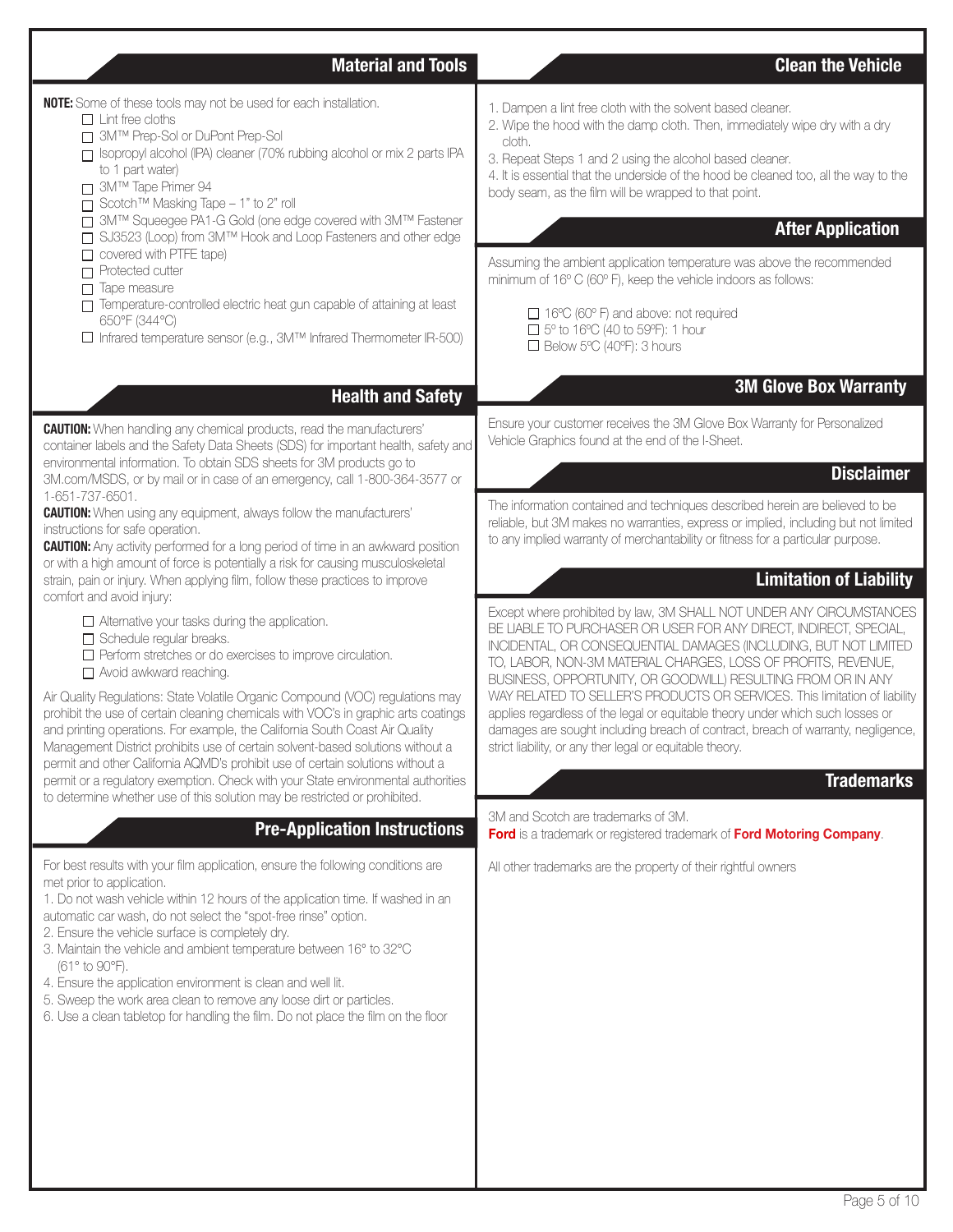## Material and Tools

**NOTE:** Some of these tools may not be used for each installation.

- ☐ Lint free cloths
- ☐ 3M™ Prep-Sol or DuPont Prep-Sol
- ☐ Isopropyl alcohol (IPA) cleaner (70% rubbing alcohol or mix 2 parts IPA to 1 part water)
- ☐ 3M™ Tape Primer 94
- ☐ Scotch™ Masking Tape – 1" to 2" roll
- ☐ 3M™ Squeegee PA1-G Gold (one edge covered with 3M™ Fastener SJ3523 (Loop) from 3M™ Hook and Loop Fasteners and other edge covered with PTFE tape)
- ☐ Protected cutter
- ☐ Tape measure
- ☐ Temperature-controlled electric heat gun capable of attaining at least 650°F (344°C)
- ☐ Infrared temperature sensor (e.g., 3M™ Infrared Thermometer IR-500)

## Health and Safety

**CAUTION:** When handling any chemical products, read the manufacturers' container labels and the Safety Data Sheets (SDS) for important health, safety and environmental information. To obtain SDS sheets for 3M products go to 3M.com/MSDS, or by mail or in case of an emergency, call 1-800-364-3577 or 1-651-737-6501.

**CAUTION:** When using any equipment, always follow the manufacturers' instructions for safe operation.

**CAUTION:** Any activity performed for a long period of time in an awkward position or with a high amount of force is potentially a risk for causing musculoskeletal strain, pain or injury. When applying film, follow these practices to improve comfort and avoid injury:

- ☐ Alternative your tasks during the application.
- ☐ Schedule regular breaks.
- ☐ Perform stretches or do exercises to improve circulation.
- ☐ Avoid awkward reaching.

Air Quality Regulations: State Volatile Organic Compound (VOC) regulations may prohibit the use of certain cleaning chemicals with VOC's in graphic arts coatings and printing operations. For example, the California South Coast Air Quality Management District prohibits use of certain solvent-based solutions without a permit and other California AQMD's prohibit use of certain solutions without a permit or a regulatory exemption. Check with your State environmental authorities to determine whether use of this solution may be restricted or prohibited.

## Pre-Application Instructions

For best results with your film application, ensure the following conditions are met prior to application.

1. Do not wash vehicle within 12 hours of the application time. If washed in an automatic car wash, do not select the "spot-free rinse" option.
2. Ensure the vehicle surface is completely dry.
3. Maintain the vehicle and ambient temperature between 16° to 32°C (61° to 90°F).
4. Ensure the application environment is clean and well lit.
5. Sweep the work area clean to remove any loose dirt or particles.
6. Use a clean tabletop for handling the film. Do not place the film on the floor

## Clean the Vehicle

1. Dampen a lint free cloth with the solvent based cleaner.
2. Wipe the hood with the damp cloth. Then, immediately wipe dry with a dry cloth.
3. Repeat Steps 1 and 2 using the alcohol based cleaner.
4. It is essential that the underside of the hood be cleaned too, all the way to the body seam, as the film will be wrapped to that point.

## After Application

Assuming the ambient application temperature was above the recommended minimum of 16° C (60° F), keep the vehicle indoors as follows:

- ☐ 16ºC (60º F) and above: not required
- ☐ 5º to 16ºC (40 to 59ºF): 1 hour
- ☐ Below 5ºC (40ºF): 3 hours

## 3M Glove Box Warranty

Ensure your customer receives the 3M Glove Box Warranty for Personalized Vehicle Graphics found at the end of the I-Sheet.

## Disclaimer

The information contained and techniques described herein are believed to be reliable, but 3M makes no warranties, express or implied, including but not limited to any implied warranty of merchantability or fitness for a particular purpose.

## Limitation of Liability

Except where prohibited by law, 3M SHALL NOT UNDER ANY CIRCUMSTANCES BE LIABLE TO PURCHASER OR USER FOR ANY DIRECT, INDIRECT, SPECIAL, INCIDENTAL, OR CONSEQUENTIAL DAMAGES (INCLUDING, BUT NOT LIMITED TO, LABOR, NON-3M MATERIAL CHARGES, LOSS OF PROFITS, REVENUE, BUSINESS, OPPORTUNITY, OR GOODWILL) RESULTING FROM OR IN ANY WAY RELATED TO SELLER'S PRODUCTS OR SERVICES. This limitation of liability applies regardless of the legal or equitable theory under which such losses or damages are sought including breach of contract, breach of warranty, negligence, strict liability, or any ther legal or equitable theory.

## Trademarks

3M and Scotch are trademarks of 3M.
**Ford** is a trademark or registered trademark of **Ford Motoring Company**.

All other trademarks are the property of their rightful owners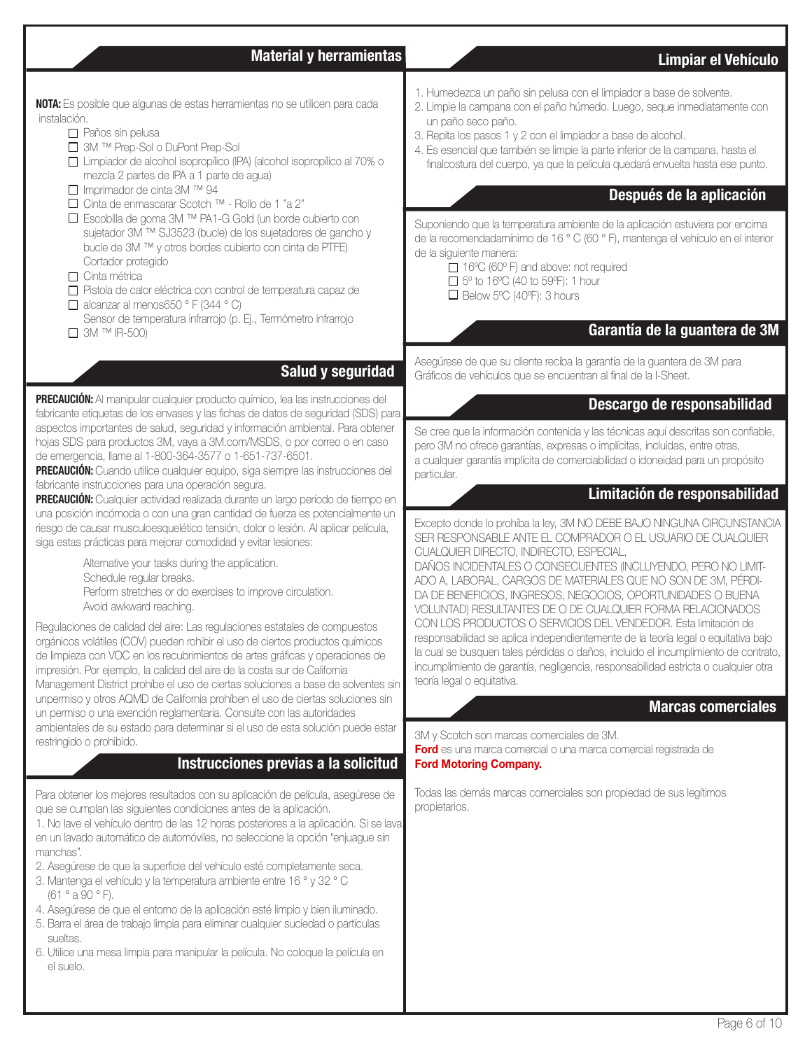## Material y herramientas

**NOTA:** Es posible que algunas de estas herramientas no se utilicen para cada instalación.

- ☐ Paños sin pelusa
- ☐ 3M ™ Prep-Sol o DuPont Prep-Sol
- ☐ Limpiador de alcohol isopropílico (IPA) (alcohol isopropílico al 70% o mezcla 2 partes de IPA a 1 parte de agua)
- ☐ Imprimador de cinta 3M ™ 94
- ☐ Cinta de enmascarar Scotch ™ - Rollo de 1 "a 2"
- ☐ Escobilla de goma 3M ™ PA1-G Gold (un borde cubierto con sujetador 3M ™ SJ3523 (bucle) de los sujetadores de gancho y bucle de 3M ™ y otros bordes cubierto con cinta de PTFE) Cortador protegido
- ☐ Cinta métrica
- ☐ Pistola de calor eléctrica con control de temperatura capaz de
- ☐ alcanzar al menos650 ° F (344 ° C) Sensor de temperatura infrarrojo (p. Ej., Termómetro infrarrojo
- ☐ 3M ™ IR-500)

## Salud y seguridad

**PRECAUCIÓN:** Al manipular cualquier producto químico, lea las instrucciones del fabricante etiquetas de los envases y las fichas de datos de seguridad (SDS) para aspectos importantes de salud, seguridad y información ambiental. Para obtener hojas SDS para productos 3M, vaya a 3M.com/MSDS, o por correo o en caso de emergencia, llame al 1-800-364-3577 o 1-651-737-6501.

**PRECAUCIÓN:** Cuando utilice cualquier equipo, siga siempre las instrucciones del fabricante instrucciones para una operación segura.

**PRECAUCIÓN:** Cualquier actividad realizada durante un largo período de tiempo en una posición incómoda o con una gran cantidad de fuerza es potencialmente un riesgo de causar musculoesquelético tensión, dolor o lesión. Al aplicar película, siga estas prácticas para mejorar comodidad y evitar lesiones:

Alternative your tasks during the application.
Schedule regular breaks.
Perform stretches or do exercises to improve circulation.
Avoid awkward reaching.

Regulaciones de calidad del aire: Las regulaciones estatales de compuestos orgánicos volátiles (COV) pueden prohibir el uso de ciertos productos químicos de limpieza con VOC en los recubrimientos de artes gráficas y operaciones de impresión. Por ejemplo, la calidad del aire de la costa sur de California Management District prohíbe el uso de ciertas soluciones a base de solventes sin unpermiso y otros AQMD de California prohíben el uso de ciertas soluciones sin un permiso o una exención reglamentaria. Consulte con las autoridades ambientales de su estado para determinar si el uso de esta solución puede estar restringido o prohibido.

## Instrucciones previas a la solicitud

Para obtener los mejores resultados con su aplicación de película, asegúrese de que se cumplan las siguientes condiciones antes de la aplicación.

1. No lave el vehículo dentro de las 12 horas posteriores a la aplicación. Si se lava en un lavado automático de automóviles, no seleccione la opción "enjuague sin manchas".
2. Asegúrese de que la superficie del vehículo esté completamente seca.
3. Mantenga el vehículo y la temperatura ambiente entre 16 ° y 32 ° C (61 ° a 90 ° F).
4. Asegúrese de que el entorno de la aplicación esté limpio y bien iluminado.
5. Barra el área de trabajo limpia para eliminar cualquier suciedad o partículas sueltas.
6. Utilice una mesa limpia para manipular la película. No coloque la película en el suelo.

## Limpiar el Vehículo

1. Humedezca un paño sin pelusa con el limpiador a base de solvente.
2. Limpie la campana con el paño húmedo. Luego, seque inmediatamente con un paño seco paño.
3. Repita los pasos 1 y 2 con el limpiador a base de alcohol.
4. Es esencial que también se limpie la parte inferior de la campana, hasta el finalcostura del cuerpo, ya que la película quedará envuelta hasta ese punto.

## Después de la aplicación

Suponiendo que la temperatura ambiente de la aplicación estuviera por encima de la recomendadamínimo de 16 ° C (60 ° F), mantenga el vehículo en el interior de la siguiente manera:

- ☐ 16ºC (60º F) and above: not required
- ☐ 5º to 16ºC (40 to 59ºF): 1 hour
- ☐ Below 5ºC (40ºF): 3 hours

## Garantía de la guantera de 3M

Asegúrese de que su cliente reciba la garantía de la guantera de 3M para Gráficos de vehículos que se encuentran al final de la I-Sheet.

## Descargo de responsabilidad

Se cree que la información contenida y las técnicas aquí descritas son confiable, pero 3M no ofrece garantías, expresas o implícitas, incluidas, entre otras, a cualquier garantía implícita de comerciabilidad o idoneidad para un propósito particular.

## Limitación de responsabilidad

Excepto donde lo prohíba la ley, 3M NO DEBE BAJO NINGUNA CIRCUNSTANCIA SER RESPONSABLE ANTE EL COMPRADOR O EL USUARIO DE CUALQUIER CUALQUIER DIRECTO, INDIRECTO, ESPECIAL, DAÑOS INCIDENTALES O CONSECUENTES (INCLUYENDO, PERO NO LIMITADO A, LABORAL, CARGOS DE MATERIALES QUE NO SON DE 3M, PÉRDIDA DE BENEFICIOS, INGRESOS, NEGOCIOS, OPORTUNIDADES O BUENA VOLUNTAD) RESULTANTES DE O DE CUALQUIER FORMA RELACIONADOS CON LOS PRODUCTOS O SERVICIOS DEL VENDEDOR. Esta limitación de responsabilidad se aplica independientemente de la teoría legal o equitativa bajo la cual se busquen tales pérdidas o daños, incluido el incumplimiento de contrato, incumplimiento de garantía, negligencia, responsabilidad estricta o cualquier otra teoría legal o equitativa.

## Marcas comerciales

3M y Scotch son marcas comerciales de 3M.
**Ford** es una marca comercial o una marca comercial registrada de **Ford Motoring Company.**

Todas las demás marcas comerciales son propiedad de sus legítimos propietarios.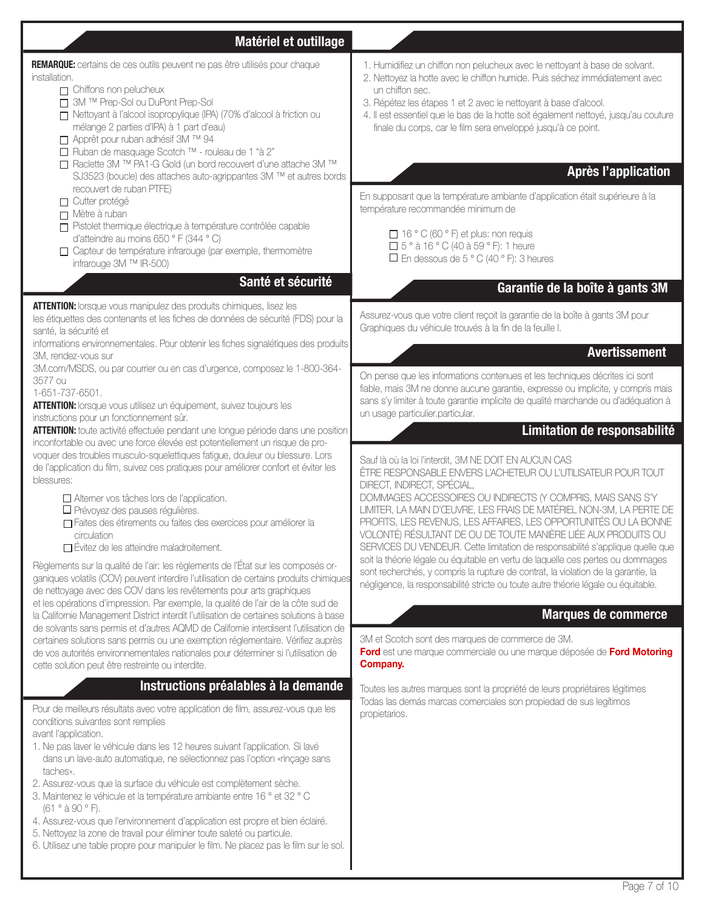## Matériel et outillage

**REMARQUE:** certains de ces outils peuvent ne pas être utilisés pour chaque installation.

- ☐ Chiffons non pelucheux
- ☐ 3M ™ Prep-Sol ou DuPont Prep-Sol
- ☐ Nettoyant à l'alcool isopropylique (IPA) (70% d'alcool à friction ou mélange 2 parties d'IPA) à 1 part d'eau)
- ☐ Apprêt pour ruban adhésif 3M ™ 94
- ☐ Ruban de masquage Scotch ™ - rouleau de 1 "à 2"
- ☐ Raclette 3M ™ PA1-G Gold (un bord recouvert d'une attache 3M ™ SJ3523 (boucle) des attaches auto-agrippantes 3M ™ et autres bords recouvert de ruban PTFE)
- ☐ Cutter protégé
- ☐ Mètre à ruban
- ☐ Pistolet thermique électrique à température contrôlée capable d'atteindre au moins 650 ° F (344 ° C)
- ☐ Capteur de température infrarouge (par exemple, thermomètre infrarouge 3M ™ IR-500)

## Santé et sécurité

**ATTENTION:** lorsque vous manipulez des produits chimiques, lisez les les étiquettes des contenants et les fiches de données de sécurité (FDS) pour la santé, la sécurité et
informations environnementales. Pour obtenir les fiches signalétiques des produits 3M, rendez-vous sur
3M.com/MSDS, ou par courrier ou en cas d'urgence, composez le 1-800-364-3577 ou
1-651-737-6501.

**ATTENTION:** lorsque vous utilisez un équipement, suivez toujours les instructions pour un fonctionnement sûr.

**ATTENTION:** toute activité effectuée pendant une longue période dans une position inconfortable ou avec une force élevée est potentiellement un risque de provoquer des troubles musculo-squelettiques fatigue, douleur ou blessure. Lors de l'application du film, suivez ces pratiques pour améliorer confort et éviter les blessures:

- ☐ Alterner vos tâches lors de l'application.
- ☐ Prévoyez des pauses régulières.
- ☐ Faites des étirements ou faites des exercices pour améliorer la circulation
- ☐ Évitez de les atteindre maladroitement.

Règlements sur la qualité de l'air: les règlements de l'État sur les composés organiques volatils (COV) peuvent interdire l'utilisation de certains produits chimiques de nettoyage avec des COV dans les revêtements pour arts graphiques
et les opérations d'impression. Par exemple, la qualité de l'air de la côte sud de la California Management District interdit l'utilisation de certaines solutions à base de solvants sans permis et d'autres AQMD de Californie interdisent l'utilisation de certaines solutions sans permis ou une exemption réglementaire. Vérifiez auprès de vos autorités environnementales nationales pour déterminer si l'utilisation de cette solution peut être restreinte ou interdite.

## Instructions préalables à la demande

Pour de meilleurs résultats avec votre application de film, assurez-vous que les conditions suivantes sont remplies
avant l'application.

1. Ne pas laver le véhicule dans les 12 heures suivant l'application. Si lavé dans un lave-auto automatique, ne sélectionnez pas l'option «rinçage sans taches».
2. Assurez-vous que la surface du véhicule est complètement sèche.
3. Maintenez le véhicule et la température ambiante entre 16 ° et 32 ° C (61 ° à 90 ° F).
4. Assurez-vous que l'environnement d'application est propre et bien éclairé.
5. Nettoyez la zone de travail pour éliminer toute saleté ou particule.
6. Utilisez une table propre pour manipuler le film. Ne placez pas le film sur le sol.

1. Humidifiez un chiffon non pelucheux avec le nettoyant à base de solvant.
2. Nettoyez la hotte avec le chiffon humide. Puis séchez immédiatement avec un chiffon sec.
3. Répétez les étapes 1 et 2 avec le nettoyant à base d'alcool.
4. Il est essentiel que le bas de la hotte soit également nettoyé, jusqu'au couture finale du corps, car le film sera enveloppé jusqu'à ce point.

## Après l'application

En supposant que la température ambiante d'application était supérieure à la température recommandée minimum de

- ☐ 16 ° C (60 ° F) et plus: non requis
- ☐ 5 ° à 16 ° C (40 à 59 ° F): 1 heure
- ☐ En dessous de 5 ° C (40 ° F): 3 heures

## Garantie de la boîte à gants 3M

Assurez-vous que votre client reçoit la garantie de la boîte à gants 3M pour Graphiques du véhicule trouvés à la fin de la feuille I.

## Avertissement

On pense que les informations contenues et les techniques décrites ici sont fiable, mais 3M ne donne aucune garantie, expresse ou implicite, y compris mais sans s'y limiter à toute garantie implicite de qualité marchande ou d'adéquation à un usage particulier.particular.

## Limitation de responsabilité

Sauf là où la loi l'interdit, 3M NE DOIT EN AUCUN CAS
ÊTRE RESPONSABLE ENVERS L'ACHETEUR OU L'UTILISATEUR POUR TOUT DIRECT, INDIRECT, SPÉCIAL,
DOMMAGES ACCESSOIRES OU INDIRECTS (Y COMPRIS, MAIS SANS S'Y LIMITER, LA MAIN D'ŒUVRE, LES FRAIS DE MATÉRIEL NON-3M, LA PERTE DE PROFITS, LES REVENUS, LES AFFAIRES, LES OPPORTUNITÉS OU LA BONNE VOLONTÉ) RÉSULTANT DE OU DE TOUTE MANIÈRE LIÉE AUX PRODUITS OU SERVICES DU VENDEUR. Cette limitation de responsabilité s'applique quelle que soit la théorie légale ou équitable en vertu de laquelle ces pertes ou dommages sont recherchés, y compris la rupture de contrat, la violation de la garantie, la négligence, la responsabilité stricte ou toute autre théorie légale ou équitable.

## Marques de commerce

3M et Scotch sont des marques de commerce de 3M.
**Ford** est une marque commerciale ou une marque déposée de **Ford Motoring Company.**

Toutes les autres marques sont la propriété de leurs propriétaires légitimes
Todas las demás marcas comerciales son propiedad de sus legítimos propietarios.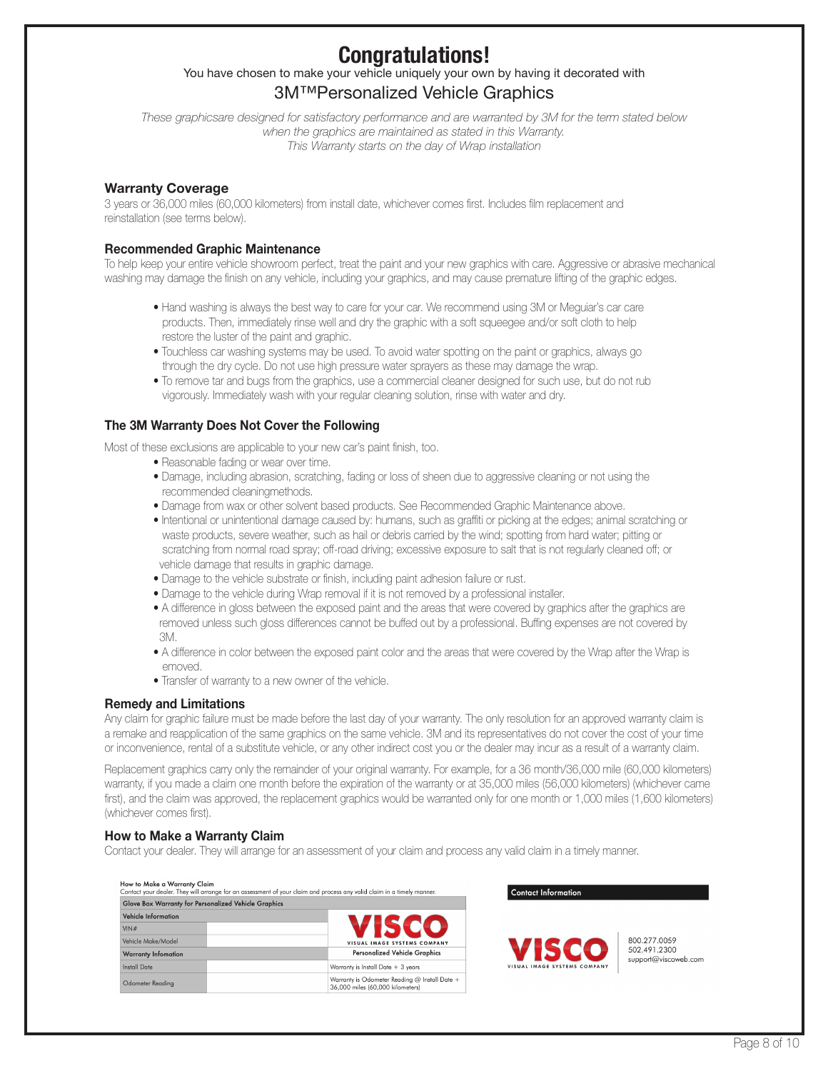# Congratulations!

You have chosen to make your vehicle uniquely your own by having it decorated with

## 3M™Personalized Vehicle Graphics

*These graphicsare designed for satisfactory performance and are warranted by 3M for the term stated below when the graphics are maintained as stated in this Warranty.*
*This Warranty starts on the day of Wrap installation*

### Warranty Coverage

3 years or 36,000 miles (60,000 kilometers) from install date, whichever comes first. Includes film replacement and reinstallation (see terms below).

### Recommended Graphic Maintenance

To help keep your entire vehicle showroom perfect, treat the paint and your new graphics with care. Aggressive or abrasive mechanical washing may damage the finish on any vehicle, including your graphics, and may cause premature lifting of the graphic edges.

- Hand washing is always the best way to care for your car. We recommend using 3M or Meguiar's car care products. Then, immediately rinse well and dry the graphic with a soft squeegee and/or soft cloth to help restore the luster of the paint and graphic.
- Touchless car washing systems may be used. To avoid water spotting on the paint or graphics, always go through the dry cycle. Do not use high pressure water sprayers as these may damage the wrap.
- To remove tar and bugs from the graphics, use a commercial cleaner designed for such use, but do not rub vigorously. Immediately wash with your regular cleaning solution, rinse with water and dry.

### The 3M Warranty Does Not Cover the Following

Most of these exclusions are applicable to your new car's paint finish, too.

- Reasonable fading or wear over time.
- Damage, including abrasion, scratching, fading or loss of sheen due to aggressive cleaning or not using the recommended cleaningmethods.
- Damage from wax or other solvent based products. See Recommended Graphic Maintenance above.
- Intentional or unintentional damage caused by: humans, such as graffiti or picking at the edges; animal scratching or waste products, severe weather, such as hail or debris carried by the wind; spotting from hard water; pitting or scratching from normal road spray; off-road driving; excessive exposure to salt that is not regularly cleaned off; or vehicle damage that results in graphic damage.
- Damage to the vehicle substrate or finish, including paint adhesion failure or rust.
- Damage to the vehicle during Wrap removal if it is not removed by a professional installer.
- A difference in gloss between the exposed paint and the areas that were covered by graphics after the graphics are removed unless such gloss differences cannot be buffed out by a professional. Buffing expenses are not covered by 3M.
- A difference in color between the exposed paint color and the areas that were covered by the Wrap after the Wrap is emoved.
- Transfer of warranty to a new owner of the vehicle.

### Remedy and Limitations

Any claim for graphic failure must be made before the last day of your warranty. The only resolution for an approved warranty claim is a remake and reapplication of the same graphics on the same vehicle. 3M and its representatives do not cover the cost of your time or inconvenience, rental of a substitute vehicle, or any other indirect cost you or the dealer may incur as a result of a warranty claim.

Replacement graphics carry only the remainder of your original warranty. For example, for a 36 month/36,000 mile (60,000 kilometers) warranty, if you made a claim one month before the expiration of the warranty or at 35,000 miles (56,000 kilometers) (whichever came first), and the claim was approved, the replacement graphics would be warranted only for one month or 1,000 miles (1,600 kilometers) (whichever comes first).

### How to Make a Warranty Claim

Contact your dealer. They will arrange for an assessment of your claim and process any valid claim in a timely manner.

**How to Make a Warranty Claim**
Contact your dealer. They will arrange for an assessment of your claim and process any valid claim in a timely manner.

| Glove Box Warranty for Personalized Vehicle Graphics | | |
|---|---|---|
| **Vehicle Information** | | VISCO – VISUAL IMAGE SYSTEMS COMPANY |
| VIN# | | |
| Vehicle Make/Model | | |
| **Warranty Infomation** | | Personalized Vehicle Graphics |
| Install Date | | Warranty is Install Date + 3 years |
| Odometer Reading | | Warranty is Odometer Reading @ Install Date + 36,000 miles (60,000 kilometers) |

**Contact Information**

VISCO – VISUAL IMAGE SYSTEMS COMPANY
800.277.0059
502.491.2300
support@viscoweb.com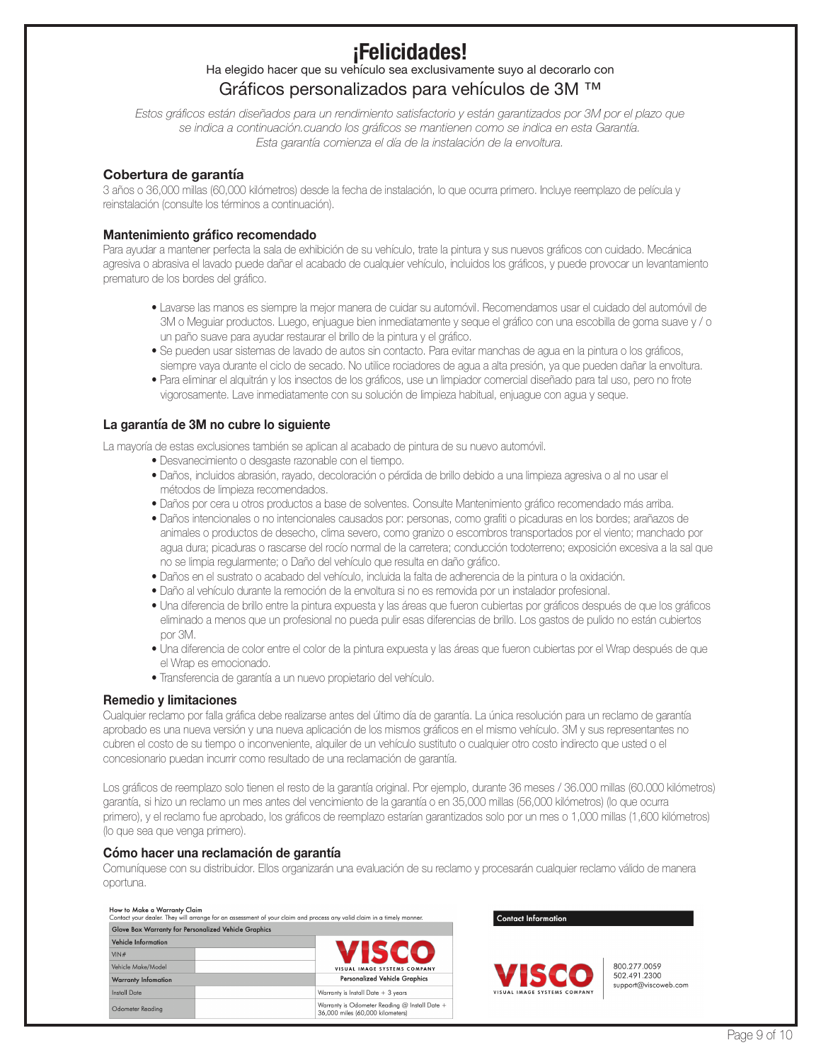# ¡Felicidades!

Ha elegido hacer que su vehículo sea exclusivamente suyo al decorarlo con

## Gráficos personalizados para vehículos de 3M ™

*Estos gráficos están diseñados para un rendimiento satisfactorio y están garantizados por 3M por el plazo que se indica a continuación.cuando los gráficos se mantienen como se indica en esta Garantía. Esta garantía comienza el día de la instalación de la envoltura.*

### Cobertura de garantía

3 años o 36,000 millas (60,000 kilómetros) desde la fecha de instalación, lo que ocurra primero. Incluye reemplazo de película y reinstalación (consulte los términos a continuación).

### Mantenimiento gráfico recomendado

Para ayudar a mantener perfecta la sala de exhibición de su vehículo, trate la pintura y sus nuevos gráficos con cuidado. Mecánica agresiva o abrasiva el lavado puede dañar el acabado de cualquier vehículo, incluidos los gráficos, y puede provocar un levantamiento prematuro de los bordes del gráfico.

- Lavarse las manos es siempre la mejor manera de cuidar su automóvil. Recomendamos usar el cuidado del automóvil de 3M o Meguiar productos. Luego, enjuague bien inmediatamente y seque el gráfico con una escobilla de goma suave y / o un paño suave para ayudar restaurar el brillo de la pintura y el gráfico.
- Se pueden usar sistemas de lavado de autos sin contacto. Para evitar manchas de agua en la pintura o los gráficos, siempre vaya durante el ciclo de secado. No utilice rociadores de agua a alta presión, ya que pueden dañar la envoltura.
- Para eliminar el alquitrán y los insectos de los gráficos, use un limpiador comercial diseñado para tal uso, pero no frote vigorosamente. Lave inmediatamente con su solución de limpieza habitual, enjuague con agua y seque.

### La garantía de 3M no cubre lo siguiente

La mayoría de estas exclusiones también se aplican al acabado de pintura de su nuevo automóvil.

- Desvanecimiento o desgaste razonable con el tiempo.
- Daños, incluidos abrasión, rayado, decoloración o pérdida de brillo debido a una limpieza agresiva o al no usar el métodos de limpieza recomendados.
- Daños por cera u otros productos a base de solventes. Consulte Mantenimiento gráfico recomendado más arriba.
- Daños intencionales o no intencionales causados por: personas, como grafiti o picaduras en los bordes; arañazos de animales o productos de desecho, clima severo, como granizo o escombros transportados por el viento; manchado por agua dura; picaduras o rascarse del rocío normal de la carretera; conducción todoterreno; exposición excesiva a la sal que no se limpia regularmente; o Daño del vehículo que resulta en daño gráfico.
- Daños en el sustrato o acabado del vehículo, incluida la falta de adherencia de la pintura o la oxidación.
- Daño al vehículo durante la remoción de la envoltura si no es removida por un instalador profesional.
- Una diferencia de brillo entre la pintura expuesta y las áreas que fueron cubiertas por gráficos después de que los gráficos eliminado a menos que un profesional no pueda pulir esas diferencias de brillo. Los gastos de pulido no están cubiertos por 3M.
- Una diferencia de color entre el color de la pintura expuesta y las áreas que fueron cubiertas por el Wrap después de que el Wrap es emocionado.
- Transferencia de garantía a un nuevo propietario del vehículo.

### Remedio y limitaciones

Cualquier reclamo por falla gráfica debe realizarse antes del último día de garantía. La única resolución para un reclamo de garantía aprobado es una nueva versión y una nueva aplicación de los mismos gráficos en el mismo vehículo. 3M y sus representantes no cubren el costo de su tiempo o inconveniente, alquiler de un vehículo sustituto o cualquier otro costo indirecto que usted o el concesionario puedan incurrir como resultado de una reclamación de garantía.

Los gráficos de reemplazo solo tienen el resto de la garantía original. Por ejemplo, durante 36 meses / 36.000 millas (60.000 kilómetros) garantía, si hizo un reclamo un mes antes del vencimiento de la garantía o en 35,000 millas (56,000 kilómetros) (lo que ocurra primero), y el reclamo fue aprobado, los gráficos de reemplazo estarían garantizados solo por un mes o 1,000 millas (1,600 kilómetros) (lo que sea que venga primero).

### Cómo hacer una reclamación de garantía

Comuníquese con su distribuidor. Ellos organizarán una evaluación de su reclamo y procesarán cualquier reclamo válido de manera oportuna.

**How to Make a Warranty Claim**
Contact your dealer. They will arrange for an assessment of your claim and process any valid claim in a timely manner.

| Glove Box Warranty for Personalized Vehicle Graphics | | |
|---|---|---|
| **Vehicle Information** | | VISCO — VISUAL IMAGE SYSTEMS COMPANY |
| VIN# | | |
| Vehicle Make/Model | | |
| **Warranty Infomation** | | **Personalized Vehicle Graphics** |
| Install Date | | Warranty is Install Date + 3 years |
| Odometer Reading | | Warranty is Odometer Reading @ Install Date + 36,000 miles (60,000 kilometers) |

**Contact Information**

VISCO — VISUAL IMAGE SYSTEMS COMPANY

800.277.0059
502.491.2300
support@viscoweb.com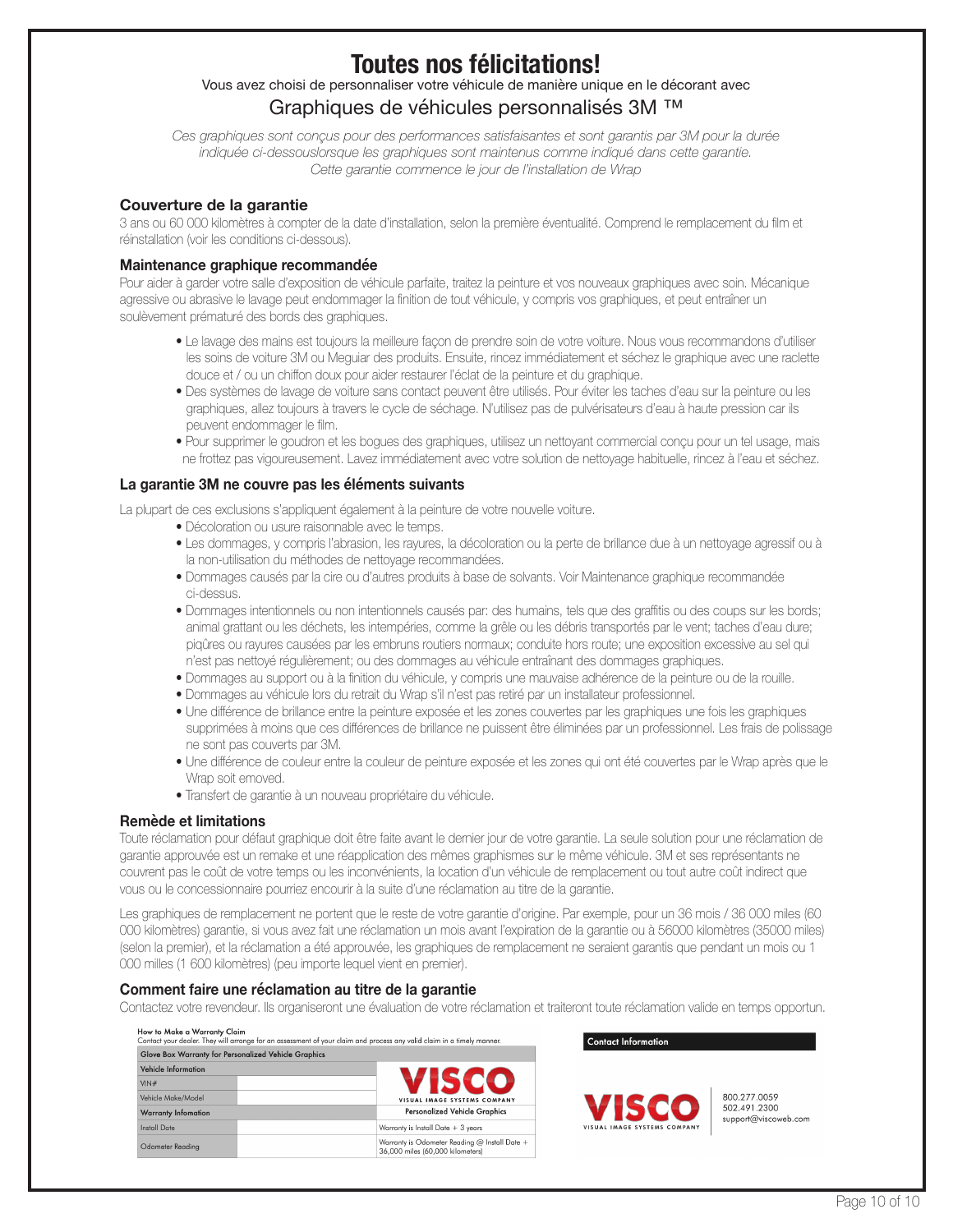# Toutes nos félicitations!

Vous avez choisi de personnaliser votre véhicule de manière unique en le décorant avec

## Graphiques de véhicules personnalisés 3M ™

*Ces graphiques sont conçus pour des performances satisfaisantes et sont garantis par 3M pour la durée indiquée ci-dessouslorsque les graphiques sont maintenus comme indiqué dans cette garantie. Cette garantie commence le jour de l'installation de Wrap*

### Couverture de la garantie

3 ans ou 60 000 kilomètres à compter de la date d'installation, selon la première éventualité. Comprend le remplacement du film et réinstallation (voir les conditions ci-dessous).

### Maintenance graphique recommandée

Pour aider à garder votre salle d'exposition de véhicule parfaite, traitez la peinture et vos nouveaux graphiques avec soin. Mécanique agressive ou abrasive le lavage peut endommager la finition de tout véhicule, y compris vos graphiques, et peut entraîner un soulèvement prématuré des bords des graphiques.

- Le lavage des mains est toujours la meilleure façon de prendre soin de votre voiture. Nous vous recommandons d'utiliser les soins de voiture 3M ou Meguiar des produits. Ensuite, rincez immédiatement et séchez le graphique avec une raclette douce et / ou un chiffon doux pour aider restaurer l'éclat de la peinture et du graphique.
- Des systèmes de lavage de voiture sans contact peuvent être utilisés. Pour éviter les taches d'eau sur la peinture ou les graphiques, allez toujours à travers le cycle de séchage. N'utilisez pas de pulvérisateurs d'eau à haute pression car ils peuvent endommager le film.
- Pour supprimer le goudron et les bogues des graphiques, utilisez un nettoyant commercial conçu pour un tel usage, mais ne frottez pas vigoureusement. Lavez immédiatement avec votre solution de nettoyage habituelle, rincez à l'eau et séchez.

### La garantie 3M ne couvre pas les éléments suivants

La plupart de ces exclusions s'appliquent également à la peinture de votre nouvelle voiture.

- Décoloration ou usure raisonnable avec le temps.
- Les dommages, y compris l'abrasion, les rayures, la décoloration ou la perte de brillance due à un nettoyage agressif ou à la non-utilisation du méthodes de nettoyage recommandées.
- Dommages causés par la cire ou d'autres produits à base de solvants. Voir Maintenance graphique recommandée ci-dessus.
- Dommages intentionnels ou non intentionnels causés par: des humains, tels que des graffitis ou des coups sur les bords; animal grattant ou les déchets, les intempéries, comme la grêle ou les débris transportés par le vent; taches d'eau dure; piqûres ou rayures causées par les embruns routiers normaux; conduite hors route; une exposition excessive au sel qui n'est pas nettoyé régulièrement; ou des dommages au véhicule entraînant des dommages graphiques.
- Dommages au support ou à la finition du véhicule, y compris une mauvaise adhérence de la peinture ou de la rouille.
- Dommages au véhicule lors du retrait du Wrap s'il n'est pas retiré par un installateur professionnel.
- Une différence de brillance entre la peinture exposée et les zones couvertes par les graphiques une fois les graphiques supprimées à moins que ces différences de brillance ne puissent être éliminées par un professionnel. Les frais de polissage ne sont pas couverts par 3M.
- Une différence de couleur entre la couleur de peinture exposée et les zones qui ont été couvertes par le Wrap après que le Wrap soit emoved.
- Transfert de garantie à un nouveau propriétaire du véhicule.

### Remède et limitations

Toute réclamation pour défaut graphique doit être faite avant le dernier jour de votre garantie. La seule solution pour une réclamation de garantie approuvée est un remake et une réapplication des mêmes graphismes sur le même véhicule. 3M et ses représentants ne couvrent pas le coût de votre temps ou les inconvénients, la location d'un véhicule de remplacement ou tout autre coût indirect que vous ou le concessionnaire pourriez encourir à la suite d'une réclamation au titre de la garantie.

Les graphiques de remplacement ne portent que le reste de votre garantie d'origine. Par exemple, pour un 36 mois / 36 000 miles (60 000 kilomètres) garantie, si vous avez fait une réclamation un mois avant l'expiration de la garantie ou à 56000 kilomètres (35000 miles) (selon la premier), et la réclamation a été approuvée, les graphiques de remplacement ne seraient garantis que pendant un mois ou 1 000 milles (1 600 kilomètres) (peu importe lequel vient en premier).

### Comment faire une réclamation au titre de la garantie

Contactez votre revendeur. Ils organiseront une évaluation de votre réclamation et traiteront toute réclamation valide en temps opportun.

**How to Make a Warranty Claim**
Contact your dealer. They will arrange for an assessment of your claim and process any valid claim in a timely manner.

| Glove Box Warranty for Personalized Vehicle Graphics | | |
|---|---|---|
| Vehicle Information | | VISCO VISUAL IMAGE SYSTEMS COMPANY |
| VIN# | | |
| Vehicle Make/Model | | |
| Warranty Infomation | | Personalized Vehicle Graphics |
| Install Date | | Warranty is Install Date + 3 years |
| Odometer Reading | | Warranty is Odometer Reading @ Install Date + 36,000 miles (60,000 kilometers) |

**Contact Information**

VISCO VISUAL IMAGE SYSTEMS COMPANY

800.277.0059
502.491.2300
support@viscoweb.com